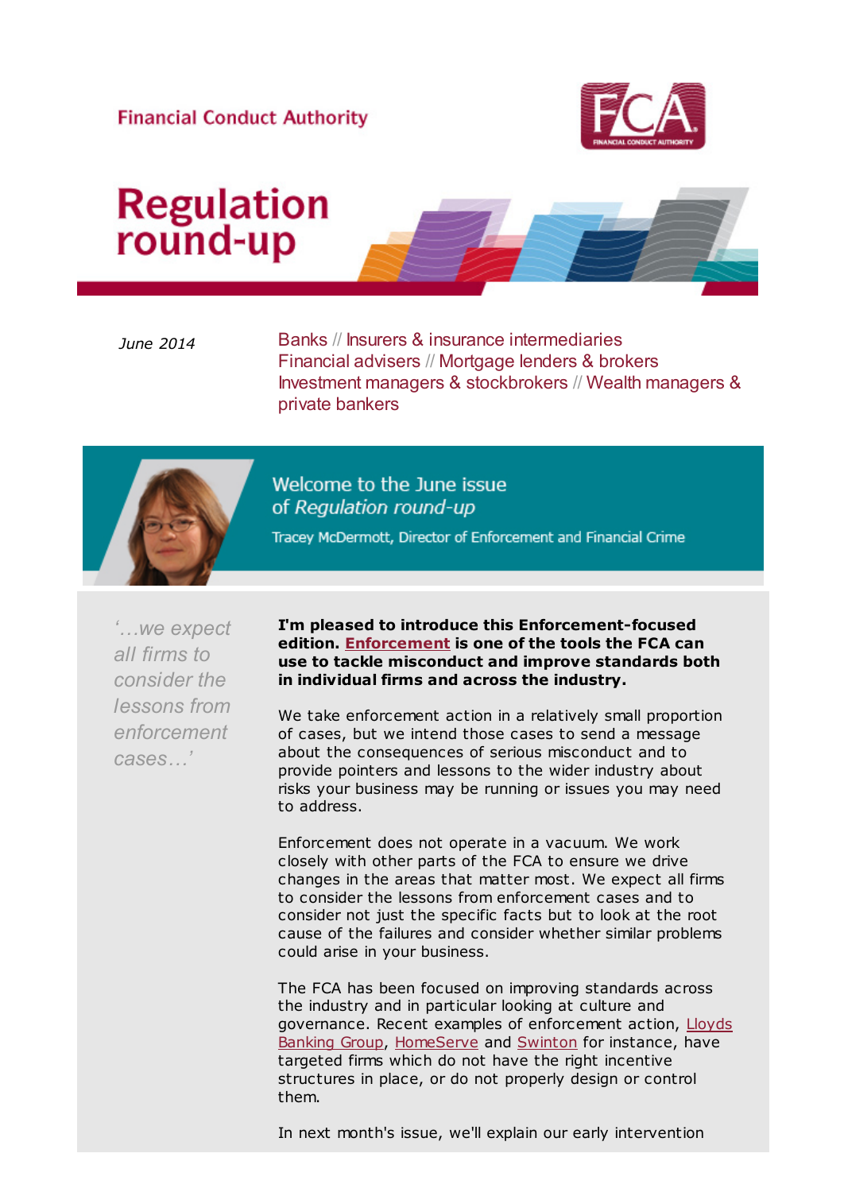Financial Conduct Authority

# Regulation round-up

*June 2014*

Banks // Insurers & insurance intermediaries
Financial advisers // Mortgage lenders & brokers
Investment managers & stockbrokers // Wealth managers & private bankers

## Welcome to the June issue of *Regulation round-up*

Tracey McDermott, Director of Enforcement and Financial Crime

*'…we expect all firms to consider the lessons from enforcement cases…'*

**I'm pleased to introduce this Enforcement-focused edition. Enforcement is one of the tools the FCA can use to tackle misconduct and improve standards both in individual firms and across the industry.**

We take enforcement action in a relatively small proportion of cases, but we intend those cases to send a message about the consequences of serious misconduct and to provide pointers and lessons to the wider industry about risks your business may be running or issues you may need to address.

Enforcement does not operate in a vacuum. We work closely with other parts of the FCA to ensure we drive changes in the areas that matter most. We expect all firms to consider the lessons from enforcement cases and to consider not just the specific facts but to look at the root cause of the failures and consider whether similar problems could arise in your business.

The FCA has been focused on improving standards across the industry and in particular looking at culture and governance. Recent examples of enforcement action, Lloyds Banking Group, HomeServe and Swinton for instance, have targeted firms which do not have the right incentive structures in place, or do not properly design or control them.

In next month's issue, we'll explain our early intervention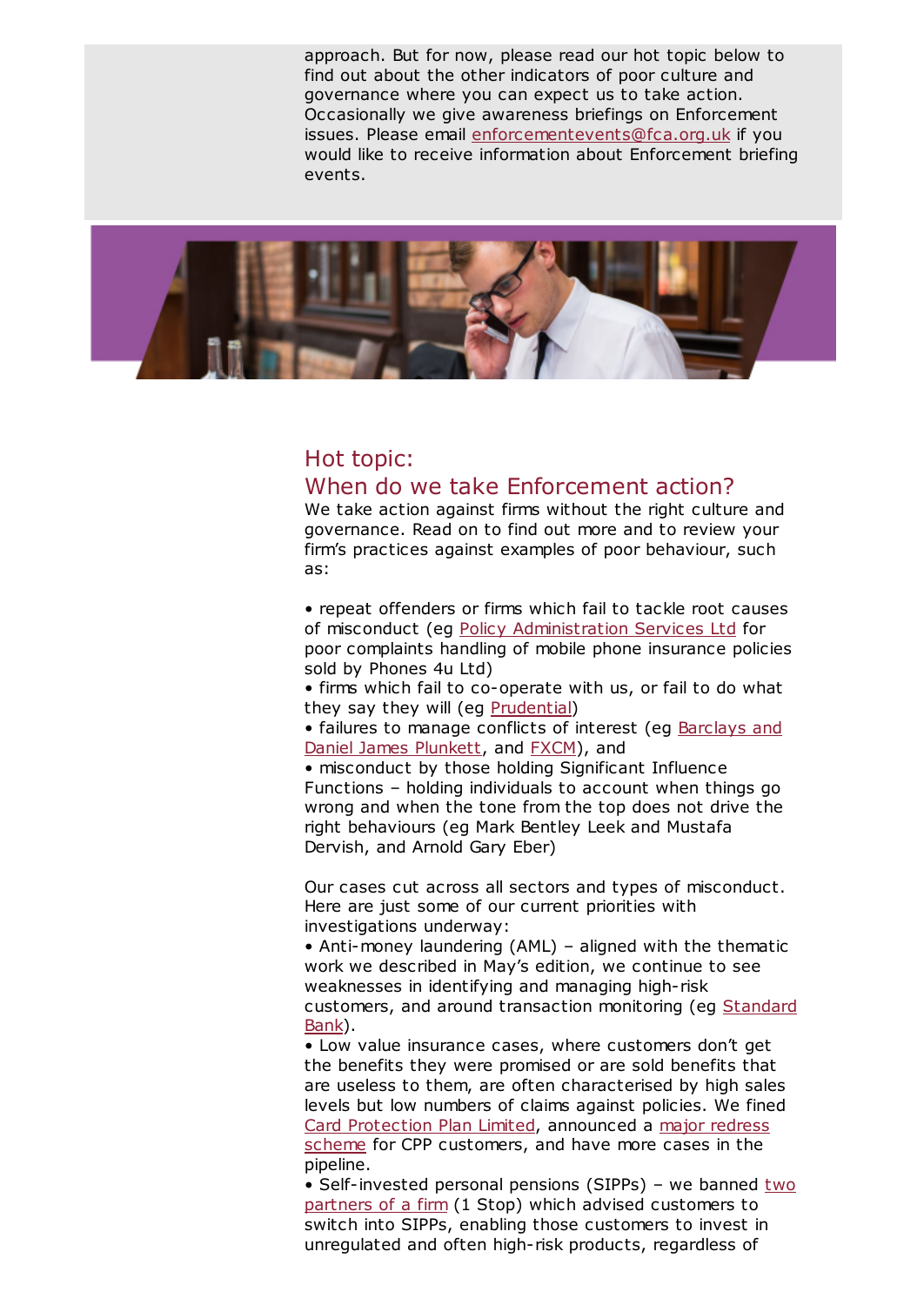approach. But for now, please read our hot topic below to find out about the other indicators of poor culture and governance where you can expect us to take action. Occasionally we give awareness briefings on Enforcement issues. Please email enforcementevents@fca.org.uk if you would like to receive information about Enforcement briefing events.

## Hot topic:
## When do we take Enforcement action?

We take action against firms without the right culture and governance. Read on to find out more and to review your firm's practices against examples of poor behaviour, such as:

- repeat offenders or firms which fail to tackle root causes of misconduct (eg Policy Administration Services Ltd for poor complaints handling of mobile phone insurance policies sold by Phones 4u Ltd)
- firms which fail to co-operate with us, or fail to do what they say they will (eg Prudential)
- failures to manage conflicts of interest (eg Barclays and Daniel James Plunkett, and FXCM), and
- misconduct by those holding Significant Influence Functions – holding individuals to account when things go wrong and when the tone from the top does not drive the right behaviours (eg Mark Bentley Leek and Mustafa Dervish, and Arnold Gary Eber)

Our cases cut across all sectors and types of misconduct. Here are just some of our current priorities with investigations underway:

- Anti-money laundering (AML) – aligned with the thematic work we described in May's edition, we continue to see weaknesses in identifying and managing high-risk customers, and around transaction monitoring (eg Standard Bank).
- Low value insurance cases, where customers don't get the benefits they were promised or are sold benefits that are useless to them, are often characterised by high sales levels but low numbers of claims against policies. We fined Card Protection Plan Limited, announced a major redress scheme for CPP customers, and have more cases in the pipeline.
- Self-invested personal pensions (SIPPs) – we banned two partners of a firm (1 Stop) which advised customers to switch into SIPPs, enabling those customers to invest in unregulated and often high-risk products, regardless of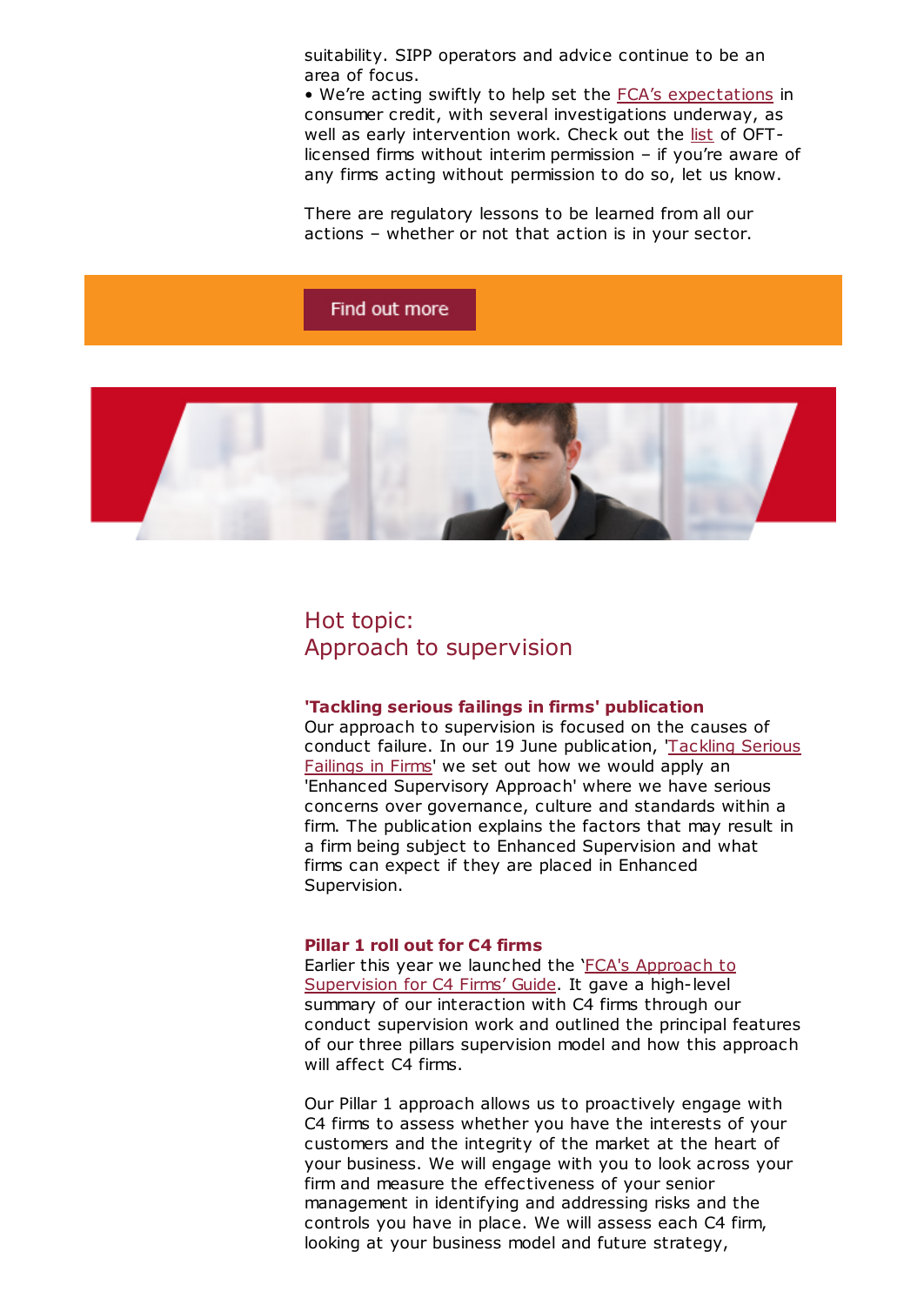suitability. SIPP operators and advice continue to be an area of focus.

• We're acting swiftly to help set the FCA's expectations in consumer credit, with several investigations underway, as well as early intervention work. Check out the list of OFT-licensed firms without interim permission – if you're aware of any firms acting without permission to do so, let us know.

There are regulatory lessons to be learned from all our actions – whether or not that action is in your sector.

Find out more

## Hot topic:
## Approach to supervision

**'Tackling serious failings in firms' publication**

Our approach to supervision is focused on the causes of conduct failure. In our 19 June publication, 'Tackling Serious Failings in Firms' we set out how we would apply an 'Enhanced Supervisory Approach' where we have serious concerns over governance, culture and standards within a firm. The publication explains the factors that may result in a firm being subject to Enhanced Supervision and what firms can expect if they are placed in Enhanced Supervision.

**Pillar 1 roll out for C4 firms**

Earlier this year we launched the 'FCA's Approach to Supervision for C4 Firms' Guide. It gave a high-level summary of our interaction with C4 firms through our conduct supervision work and outlined the principal features of our three pillars supervision model and how this approach will affect C4 firms.

Our Pillar 1 approach allows us to proactively engage with C4 firms to assess whether you have the interests of your customers and the integrity of the market at the heart of your business. We will engage with you to look across your firm and measure the effectiveness of your senior management in identifying and addressing risks and the controls you have in place. We will assess each C4 firm, looking at your business model and future strategy,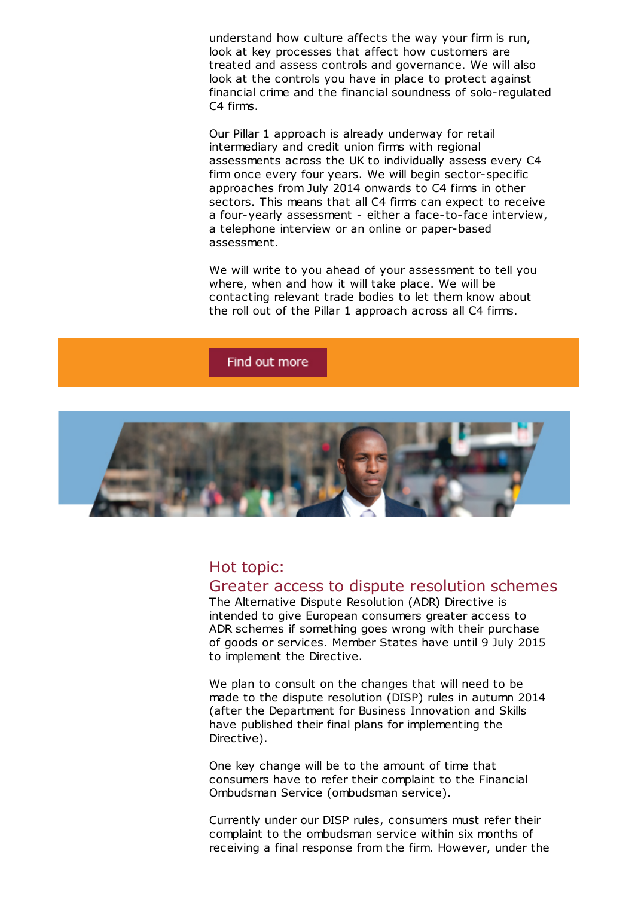understand how culture affects the way your firm is run, look at key processes that affect how customers are treated and assess controls and governance. We will also look at the controls you have in place to protect against financial crime and the financial soundness of solo-regulated C4 firms.

Our Pillar 1 approach is already underway for retail intermediary and credit union firms with regional assessments across the UK to individually assess every C4 firm once every four years. We will begin sector-specific approaches from July 2014 onwards to C4 firms in other sectors. This means that all C4 firms can expect to receive a four-yearly assessment - either a face-to-face interview, a telephone interview or an online or paper-based assessment.

We will write to you ahead of your assessment to tell you where, when and how it will take place. We will be contacting relevant trade bodies to let them know about the roll out of the Pillar 1 approach across all C4 firms.

Find out more

## Hot topic: Greater access to dispute resolution schemes

The Alternative Dispute Resolution (ADR) Directive is intended to give European consumers greater access to ADR schemes if something goes wrong with their purchase of goods or services. Member States have until 9 July 2015 to implement the Directive.

We plan to consult on the changes that will need to be made to the dispute resolution (DISP) rules in autumn 2014 (after the Department for Business Innovation and Skills have published their final plans for implementing the Directive).

One key change will be to the amount of time that consumers have to refer their complaint to the Financial Ombudsman Service (ombudsman service).

Currently under our DISP rules, consumers must refer their complaint to the ombudsman service within six months of receiving a final response from the firm. However, under the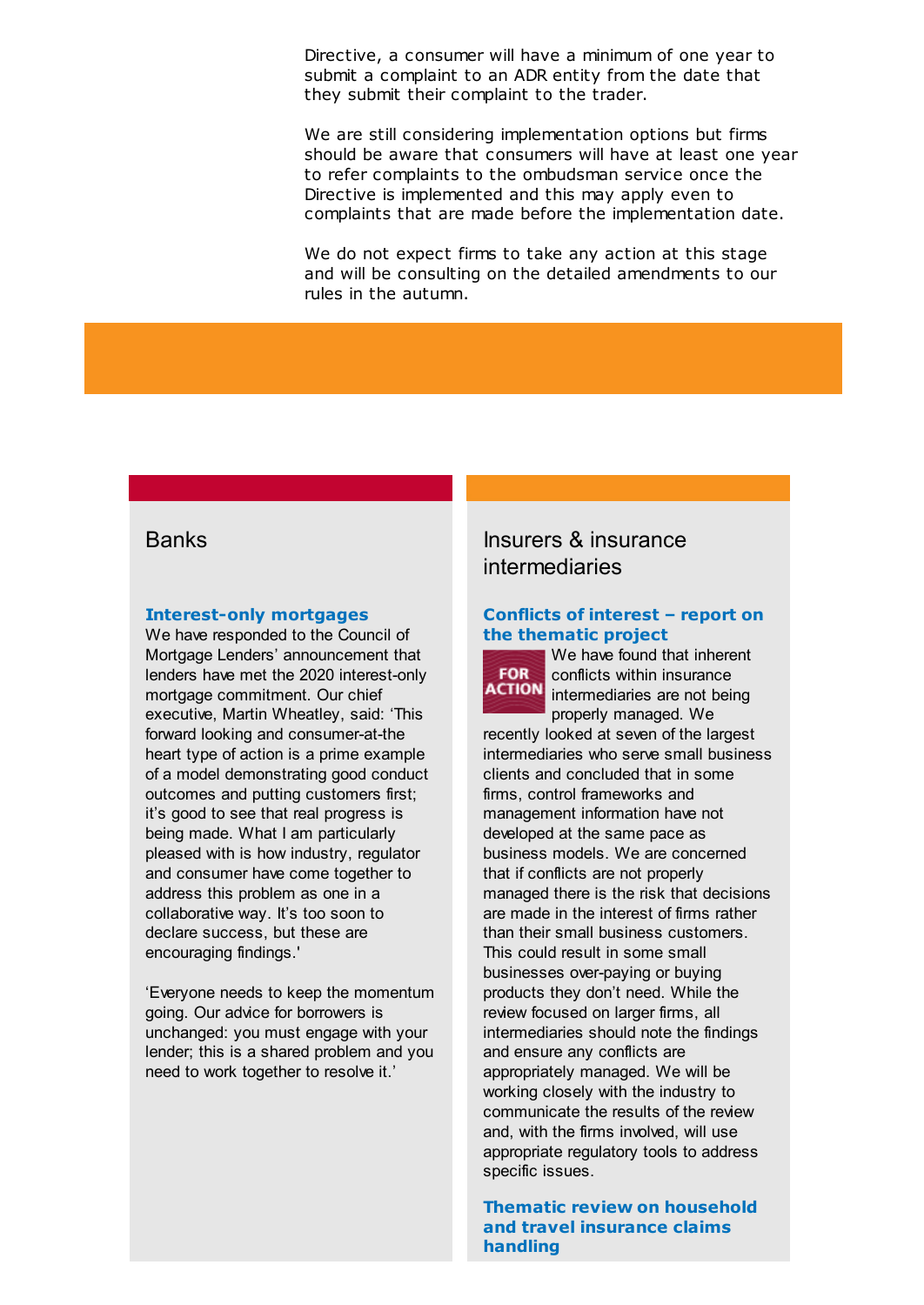Directive, a consumer will have a minimum of one year to submit a complaint to an ADR entity from the date that they submit their complaint to the trader.

We are still considering implementation options but firms should be aware that consumers will have at least one year to refer complaints to the ombudsman service once the Directive is implemented and this may apply even to complaints that are made before the implementation date.

We do not expect firms to take any action at this stage and will be consulting on the detailed amendments to our rules in the autumn.

## Banks

### Interest-only mortgages

We have responded to the Council of Mortgage Lenders' announcement that lenders have met the 2020 interest-only mortgage commitment. Our chief executive, Martin Wheatley, said: 'This forward looking and consumer-at-the heart type of action is a prime example of a model demonstrating good conduct outcomes and putting customers first; it's good to see that real progress is being made. What I am particularly pleased with is how industry, regulator and consumer have come together to address this problem as one in a collaborative way. It's too soon to declare success, but these are encouraging findings.'

'Everyone needs to keep the momentum going. Our advice for borrowers is unchanged: you must engage with your lender; this is a shared problem and you need to work together to resolve it.'

## Insurers & insurance intermediaries

### Conflicts of interest – report on the thematic project

FOR ACTION

We have found that inherent conflicts within insurance intermediaries are not being properly managed. We recently looked at seven of the largest intermediaries who serve small business clients and concluded that in some firms, control frameworks and management information have not developed at the same pace as business models. We are concerned that if conflicts are not properly managed there is the risk that decisions are made in the interest of firms rather than their small business customers. This could result in some small businesses over-paying or buying products they don't need. While the review focused on larger firms, all intermediaries should note the findings and ensure any conflicts are appropriately managed. We will be working closely with the industry to communicate the results of the review and, with the firms involved, will use appropriate regulatory tools to address specific issues.

### Thematic review on household and travel insurance claims handling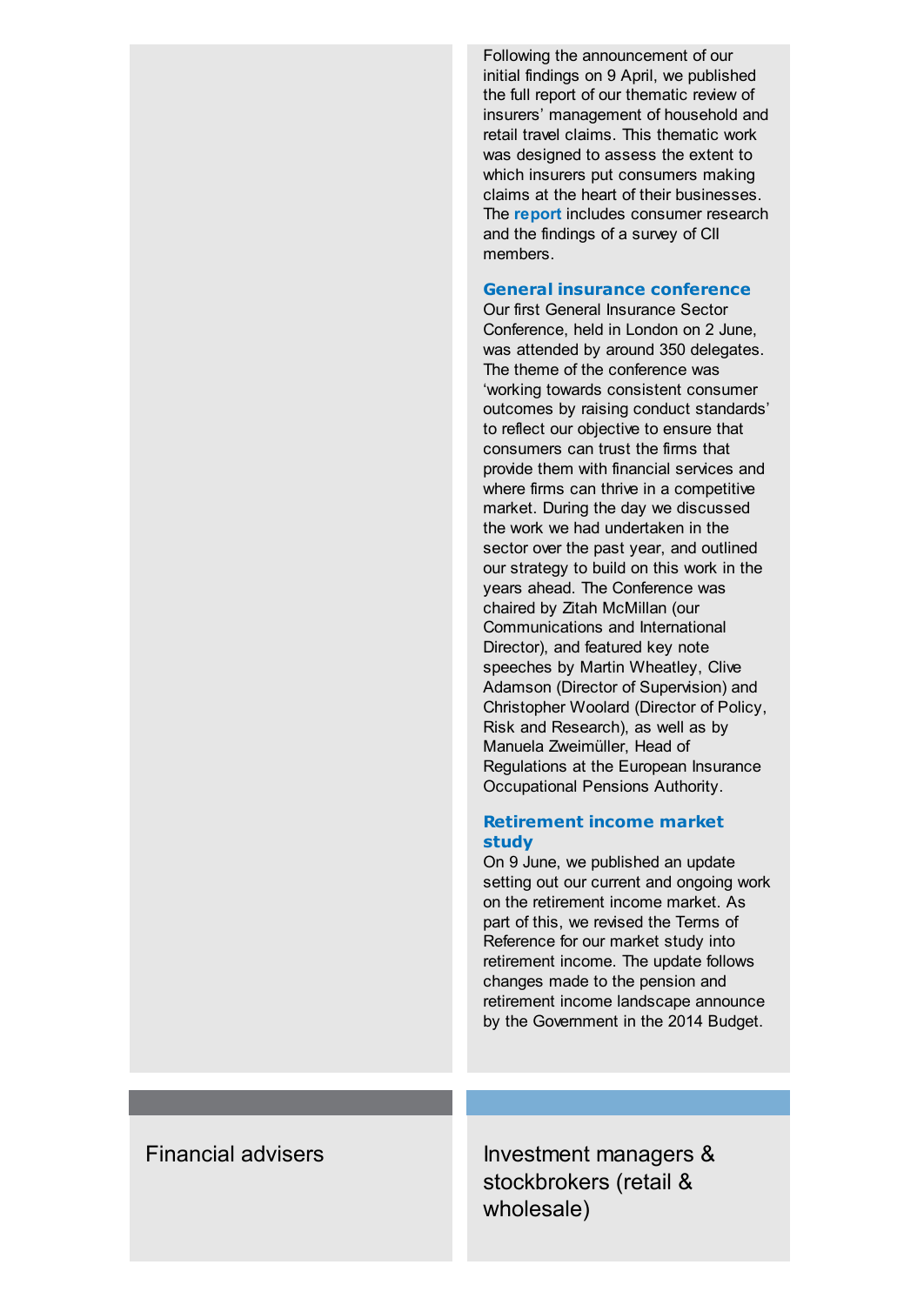Following the announcement of our initial findings on 9 April, we published the full report of our thematic review of insurers' management of household and retail travel claims. This thematic work was designed to assess the extent to which insurers put consumers making claims at the heart of their businesses. The **report** includes consumer research and the findings of a survey of CII members.

### General insurance conference

Our first General Insurance Sector Conference, held in London on 2 June, was attended by around 350 delegates. The theme of the conference was 'working towards consistent consumer outcomes by raising conduct standards' to reflect our objective to ensure that consumers can trust the firms that provide them with financial services and where firms can thrive in a competitive market. During the day we discussed the work we had undertaken in the sector over the past year, and outlined our strategy to build on this work in the years ahead. The Conference was chaired by Zitah McMillan (our Communications and International Director), and featured key note speeches by Martin Wheatley, Clive Adamson (Director of Supervision) and Christopher Woolard (Director of Policy, Risk and Research), as well as by Manuela Zweimüller, Head of Regulations at the European Insurance Occupational Pensions Authority.

### Retirement income market study

On 9 June, we published an update setting out our current and ongoing work on the retirement income market. As part of this, we revised the Terms of Reference for our market study into retirement income. The update follows changes made to the pension and retirement income landscape announce by the Government in the 2014 Budget.

## Financial advisers

## Investment managers & stockbrokers (retail & wholesale)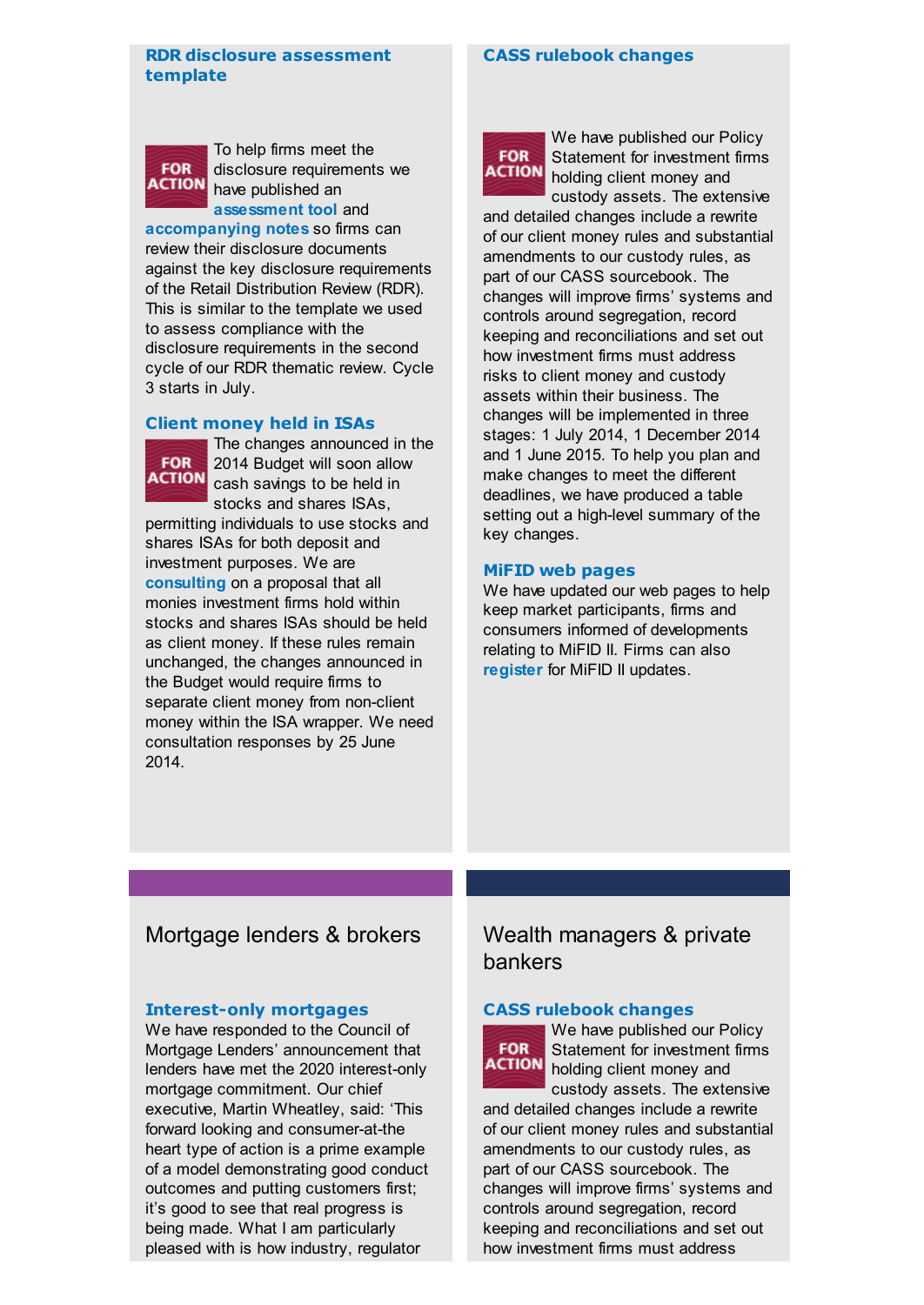### RDR disclosure assessment template

FOR ACTION

To help firms meet the disclosure requirements we have published an **assessment tool** and **accompanying notes** so firms can review their disclosure documents against the key disclosure requirements of the Retail Distribution Review (RDR). This is similar to the template we used to assess compliance with the disclosure requirements in the second cycle of our RDR thematic review. Cycle 3 starts in July.

### Client money held in ISAs

FOR ACTION

The changes announced in the 2014 Budget will soon allow cash savings to be held in stocks and shares ISAs, permitting individuals to use stocks and shares ISAs for both deposit and investment purposes. We are **consulting** on a proposal that all monies investment firms hold within stocks and shares ISAs should be held as client money. If these rules remain unchanged, the changes announced in the Budget would require firms to separate client money from non-client money within the ISA wrapper. We need consultation responses by 25 June 2014.

### CASS rulebook changes

FOR ACTION

We have published our Policy Statement for investment firms holding client money and custody assets. The extensive and detailed changes include a rewrite of our client money rules and substantial amendments to our custody rules, as part of our CASS sourcebook. The changes will improve firms' systems and controls around segregation, record keeping and reconciliations and set out how investment firms must address risks to client money and custody assets within their business. The changes will be implemented in three stages: 1 July 2014, 1 December 2014 and 1 June 2015. To help you plan and make changes to meet the different deadlines, we have produced a table setting out a high-level summary of the key changes.

### MiFID web pages

We have updated our web pages to help keep market participants, firms and consumers informed of developments relating to MiFID II. Firms can also **register** for MiFID II updates.

## Mortgage lenders & brokers

### Interest-only mortgages

We have responded to the Council of Mortgage Lenders' announcement that lenders have met the 2020 interest-only mortgage commitment. Our chief executive, Martin Wheatley, said: 'This forward looking and consumer-at-the heart type of action is a prime example of a model demonstrating good conduct outcomes and putting customers first; it's good to see that real progress is being made. What I am particularly pleased with is how industry, regulator

## Wealth managers & private bankers

### CASS rulebook changes

FOR ACTION

We have published our Policy Statement for investment firms holding client money and custody assets. The extensive and detailed changes include a rewrite of our client money rules and substantial amendments to our custody rules, as part of our CASS sourcebook. The changes will improve firms' systems and controls around segregation, record keeping and reconciliations and set out how investment firms must address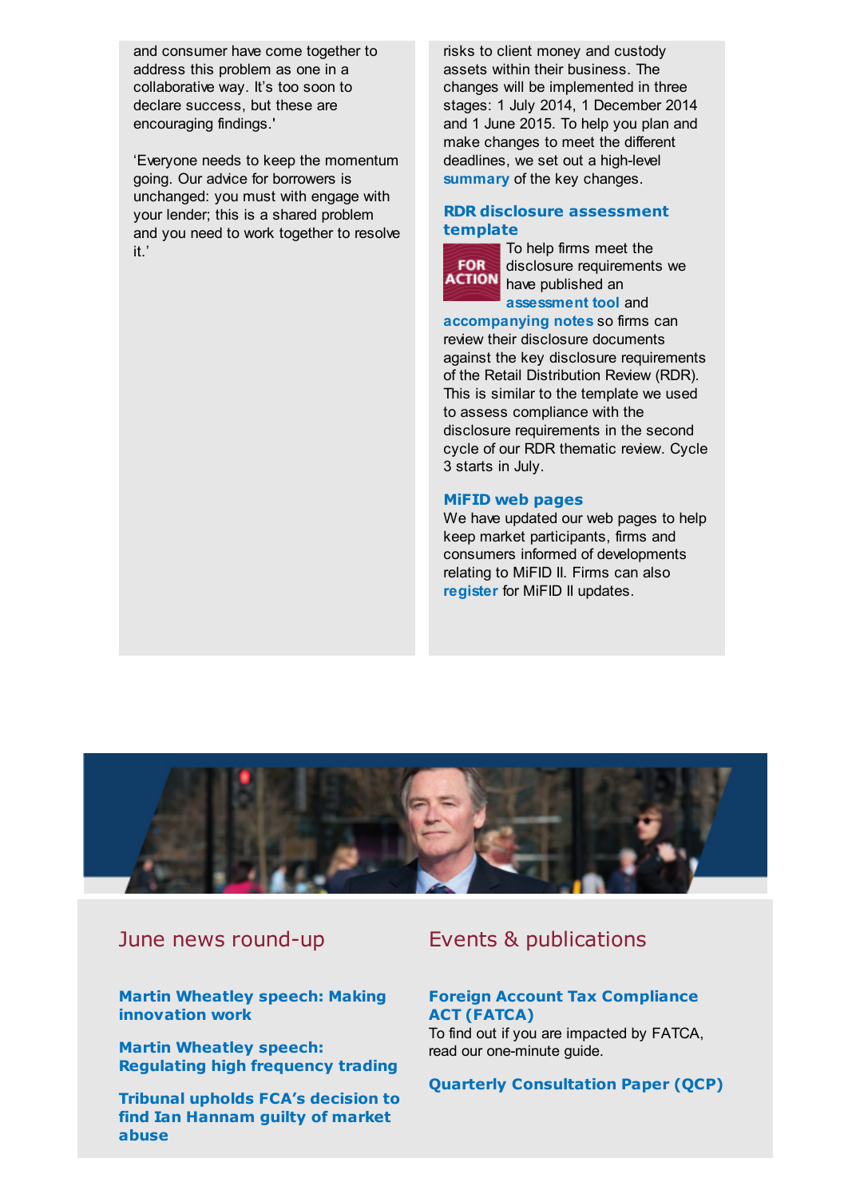and consumer have come together to address this problem as one in a collaborative way. It's too soon to declare success, but these are encouraging findings.'

'Everyone needs to keep the momentum going. Our advice for borrowers is unchanged: you must with engage with your lender; this is a shared problem and you need to work together to resolve it.'

risks to client money and custody assets within their business. The changes will be implemented in three stages: 1 July 2014, 1 December 2014 and 1 June 2015. To help you plan and make changes to meet the different deadlines, we set out a high-level **summary** of the key changes.

### RDR disclosure assessment template

FOR ACTION

To help firms meet the disclosure requirements we have published an **assessment tool** and **accompanying notes** so firms can review their disclosure documents against the key disclosure requirements of the Retail Distribution Review (RDR). This is similar to the template we used to assess compliance with the disclosure requirements in the second cycle of our RDR thematic review. Cycle 3 starts in July.

### MiFID web pages

We have updated our web pages to help keep market participants, firms and consumers informed of developments relating to MiFID II. Firms can also **register** for MiFID II updates.

## June news round-up

**Martin Wheatley speech: Making innovation work**

**Martin Wheatley speech: Regulating high frequency trading**

**Tribunal upholds FCA's decision to find Ian Hannam guilty of market abuse**

## Events & publications

**Foreign Account Tax Compliance ACT (FATCA)**

To find out if you are impacted by FATCA, read our one-minute guide.

**Quarterly Consultation Paper (QCP)**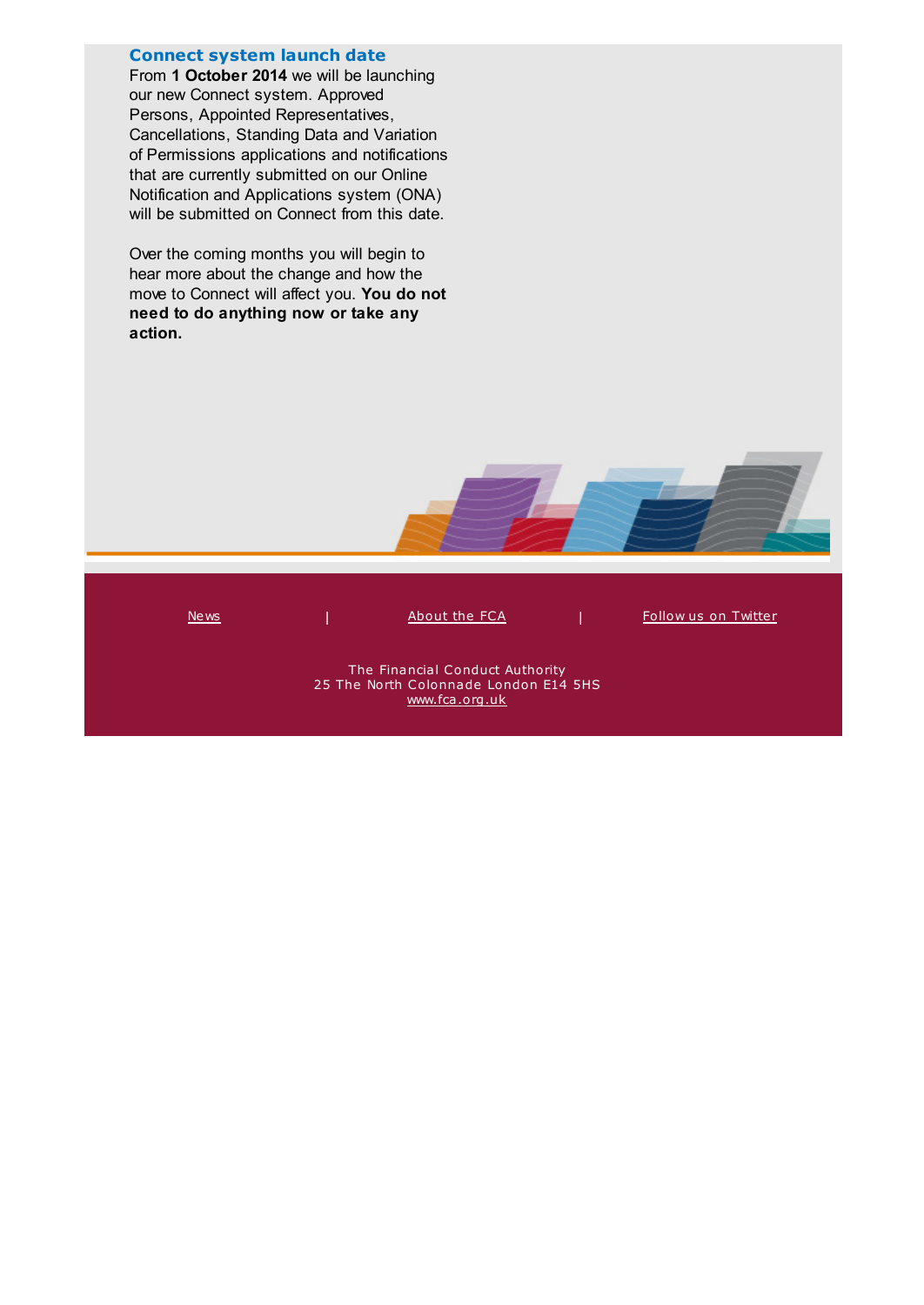### Connect system launch date

From **1 October 2014** we will be launching our new Connect system. Approved Persons, Appointed Representatives, Cancellations, Standing Data and Variation of Permissions applications and notifications that are currently submitted on our Online Notification and Applications system (ONA) will be submitted on Connect from this date.

Over the coming months you will begin to hear more about the change and how the move to Connect will affect you. **You do not need to do anything now or take any action.**

News | About the FCA | Follow us on Twitter

The Financial Conduct Authority
25 The North Colonnade London E14 5HS
www.fca.org.uk